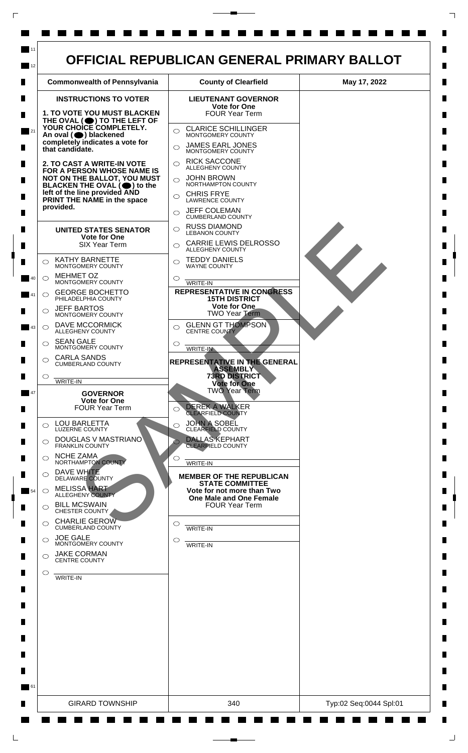# OFFICIAL REPUBLICAN GENERAL PRIMARY BALLOT

| Commonwealth of Pennsylvania | County of Clearfield | May 17, 2022 |
| --- | --- | --- |

## INSTRUCTIONS TO VOTER

**1. TO VOTE YOU MUST BLACKEN THE OVAL (●) TO THE LEFT OF YOUR CHOICE COMPLETELY. An oval (●) blackened completely indicates a vote for that candidate.**

**2. TO CAST A WRITE-IN VOTE FOR A PERSON WHOSE NAME IS NOT ON THE BALLOT, YOU MUST BLACKEN THE OVAL (●) to the left of the line provided AND PRINT THE NAME in the space provided.**

## UNITED STATES SENATOR
**Vote for One**
SIX Year Term

- ○ KATHY BARNETTE — MONTGOMERY COUNTY
- ○ MEHMET OZ — MONTGOMERY COUNTY
- ○ GEORGE BOCHETTO — PHILADELPHIA COUNTY
- ○ JEFF BARTOS — MONTGOMERY COUNTY
- ○ DAVE MCCORMICK — ALLEGHENY COUNTY
- ○ SEAN GALE — MONTGOMERY COUNTY
- ○ CARLA SANDS — CUMBERLAND COUNTY
- ○ ______ WRITE-IN

## GOVERNOR
**Vote for One**
FOUR Year Term

- ○ LOU BARLETTA — LUZERNE COUNTY
- ○ DOUGLAS V MASTRIANO — FRANKLIN COUNTY
- ○ NCHE ZAMA — NORTHAMPTON COUNTY
- ○ DAVE WHITE — DELAWARE COUNTY
- ○ MELISSA HART — ALLEGHENY COUNTY
- ○ BILL MCSWAIN — CHESTER COUNTY
- ○ CHARLIE GEROW — CUMBERLAND COUNTY
- ○ JOE GALE — MONTGOMERY COUNTY
- ○ JAKE CORMAN — CENTRE COUNTY
- ○ ______ WRITE-IN

## LIEUTENANT GOVERNOR
**Vote for One**
FOUR Year Term

- ○ CLARICE SCHILLINGER — MONTGOMERY COUNTY
- ○ JAMES EARL JONES — MONTGOMERY COUNTY
- ○ RICK SACCONE — ALLEGHENY COUNTY
- ○ JOHN BROWN — NORTHAMPTON COUNTY
- ○ CHRIS FRYE — LAWRENCE COUNTY
- ○ JEFF COLEMAN — CUMBERLAND COUNTY
- ○ RUSS DIAMOND — LEBANON COUNTY
- ○ CARRIE LEWIS DELROSSO — ALLEGHENY COUNTY
- ○ TEDDY DANIELS — WAYNE COUNTY
- ○ ______ WRITE-IN

## REPRESENTATIVE IN CONGRESS 15TH DISTRICT
**Vote for One**
TWO Year Term

- ○ GLENN GT THOMPSON — CENTRE COUNTY
- ○ ______ WRITE-IN

## REPRESENTATIVE IN THE GENERAL ASSEMBLY 73RD DISTRICT
**Vote for One**
TWO Year Term

- ○ DEREK A WALKER — CLEARFIELD COUNTY
- ○ JOHN A SOBEL — CLEARFIELD COUNTY
- ○ DALLAS KEPHART — CLEARFIELD COUNTY
- ○ ______ WRITE-IN

## MEMBER OF THE REPUBLICAN STATE COMMITTEE
**Vote for not more than Two**
**One Male and One Female**
FOUR Year Term

- ○ ______ WRITE-IN
- ○ ______ WRITE-IN

SAMPLE

| GIRARD TOWNSHIP | 340 | Typ:02 Seq:0044 Spl:01 |
| --- | --- | --- |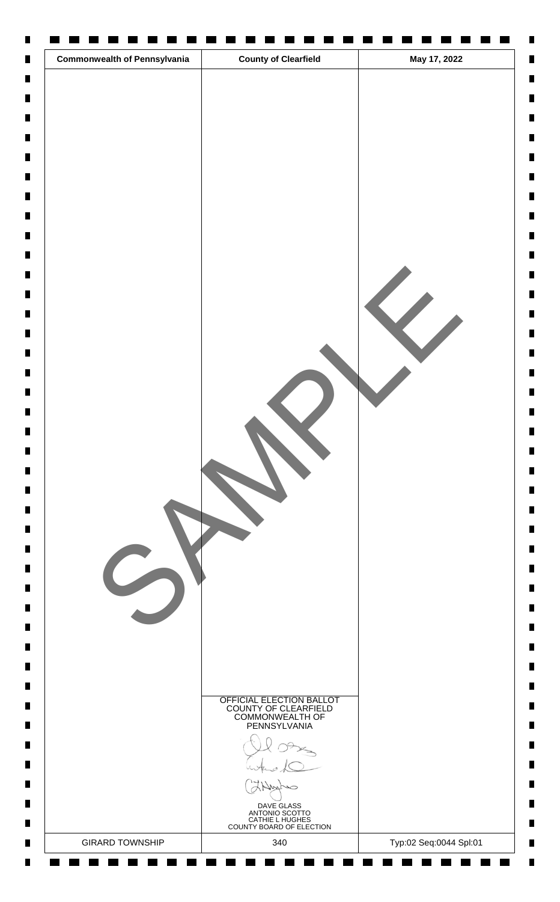| Commonwealth of Pennsylvania | County of Clearfield | May 17, 2022 |
| --- | --- | --- |
| | | |

SAMPLE

OFFICIAL ELECTION BALLOT
COUNTY OF CLEARFIELD
COMMONWEALTH OF
PENNSYLVANIA

DAVE GLASS
ANTONIO SCOTTO
CATHIE L HUGHES
COUNTY BOARD OF ELECTION

| GIRARD TOWNSHIP | 340 | Typ:02 Seq:0044 Spl:01 |
| --- | --- | --- |